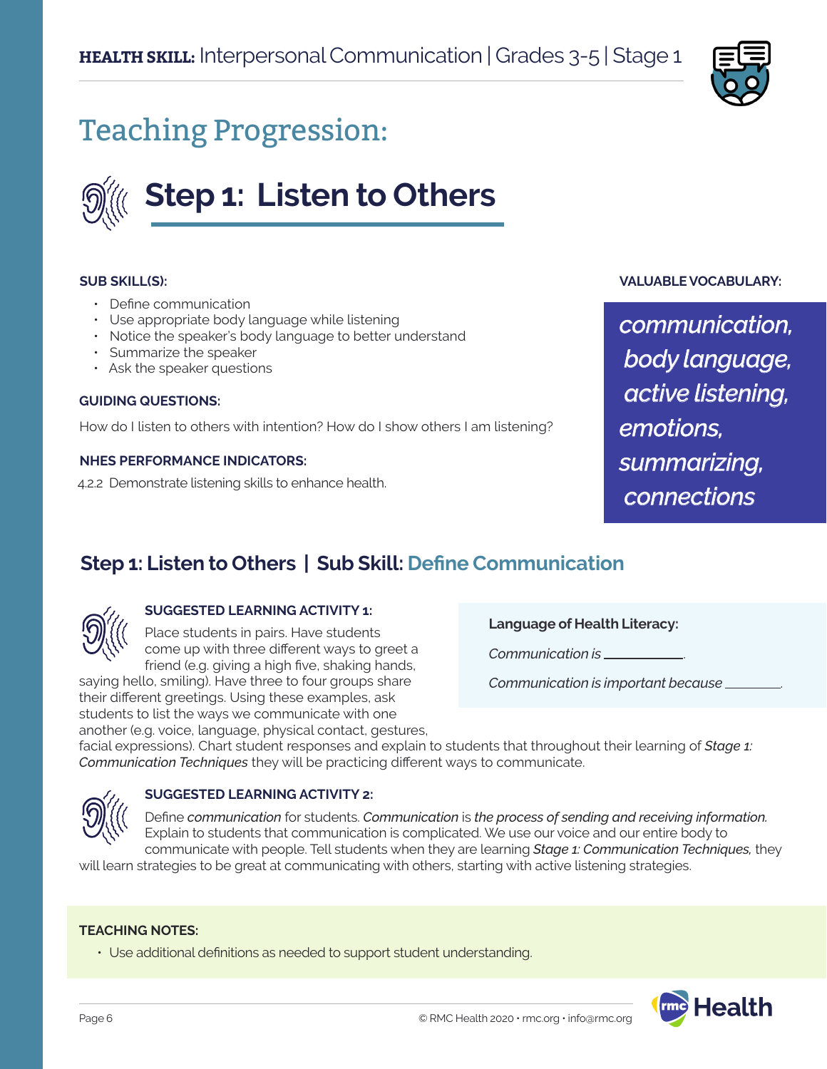**HEALTH SKILL:** Interpersonal Communication | Grades 3-5 | Stage 1

# Teaching Progression:

## Step 1: Listen to Others

**SUB SKILL(S):**

- Define communication
- Use appropriate body language while listening
- Notice the speaker's body language to better understand
- Summarize the speaker
- Ask the speaker questions

**GUIDING QUESTIONS:**

How do I listen to others with intention? How do I show others I am listening?

**NHES PERFORMANCE INDICATORS:**

4.2.2 Demonstrate listening skills to enhance health.

**VALUABLE VOCABULARY:**

*communication, body language, active listening, emotions, summarizing, connections*

### Step 1: Listen to Others | Sub Skill: Define Communication

**SUGGESTED LEARNING ACTIVITY 1:**

Place students in pairs. Have students come up with three different ways to greet a friend (e.g. giving a high five, shaking hands, saying hello, smiling). Have three to four groups share their different greetings. Using these examples, ask students to list the ways we communicate with one another (e.g. voice, language, physical contact, gestures, facial expressions). Chart student responses and explain to students that throughout their learning of *Stage 1: Communication Techniques* they will be practicing different ways to communicate.

**Language of Health Literacy:**

*Communication is* ___________.

*Communication is important because* ________.

**SUGGESTED LEARNING ACTIVITY 2:**

Define *communication* for students. *Communication* is *the process of sending and receiving information.* Explain to students that communication is complicated. We use our voice and our entire body to communicate with people. Tell students when they are learning *Stage 1: Communication Techniques,* they will learn strategies to be great at communicating with others, starting with active listening strategies.

**TEACHING NOTES:**

- Use additional definitions as needed to support student understanding.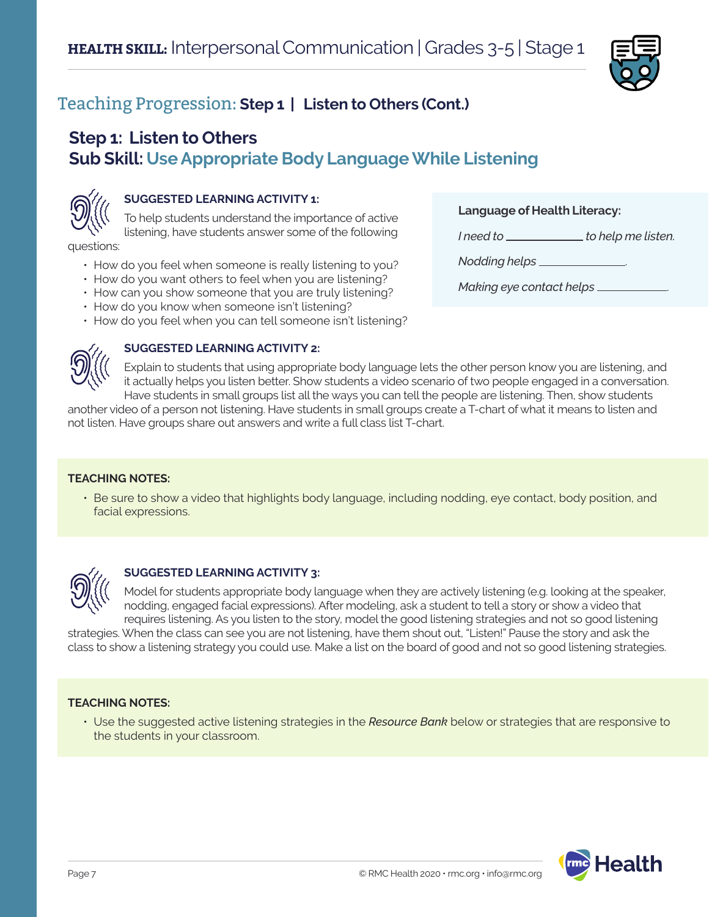# HEALTH SKILL: Interpersonal Communication | Grades 3-5 | Stage 1

## Teaching Progression: Step 1 | Listen to Others (Cont.)

### Step 1: Listen to Others
### Sub Skill: Use Appropriate Body Language While Listening

**SUGGESTED LEARNING ACTIVITY 1:**

To help students understand the importance of active listening, have students answer some of the following questions:

- How do you feel when someone is really listening to you?
- How do you want others to feel when you are listening?
- How can you show someone that you are truly listening?
- How do you know when someone isn't listening?
- How do you feel when you can tell someone isn't listening?

**Language of Health Literacy:**

*I need to ____________ to help me listen.*

*Nodding helps ______________.*

*Making eye contact helps ___________.*

**SUGGESTED LEARNING ACTIVITY 2:**

Explain to students that using appropriate body language lets the other person know you are listening, and it actually helps you listen better. Show students a video scenario of two people engaged in a conversation. Have students in small groups list all the ways you can tell the people are listening. Then, show students another video of a person not listening. Have students in small groups create a T-chart of what it means to listen and not listen. Have groups share out answers and write a full class list T-chart.

**TEACHING NOTES:**

- Be sure to show a video that highlights body language, including nodding, eye contact, body position, and facial expressions.

**SUGGESTED LEARNING ACTIVITY 3:**

Model for students appropriate body language when they are actively listening (e.g. looking at the speaker, nodding, engaged facial expressions). After modeling, ask a student to tell a story or show a video that requires listening. As you listen to the story, model the good listening strategies and not so good listening strategies. When the class can see you are not listening, have them shout out, "Listen!" Pause the story and ask the class to show a listening strategy you could use. Make a list on the board of good and not so good listening strategies.

**TEACHING NOTES:**

- Use the suggested active listening strategies in the *Resource Bank* below or strategies that are responsive to the students in your classroom.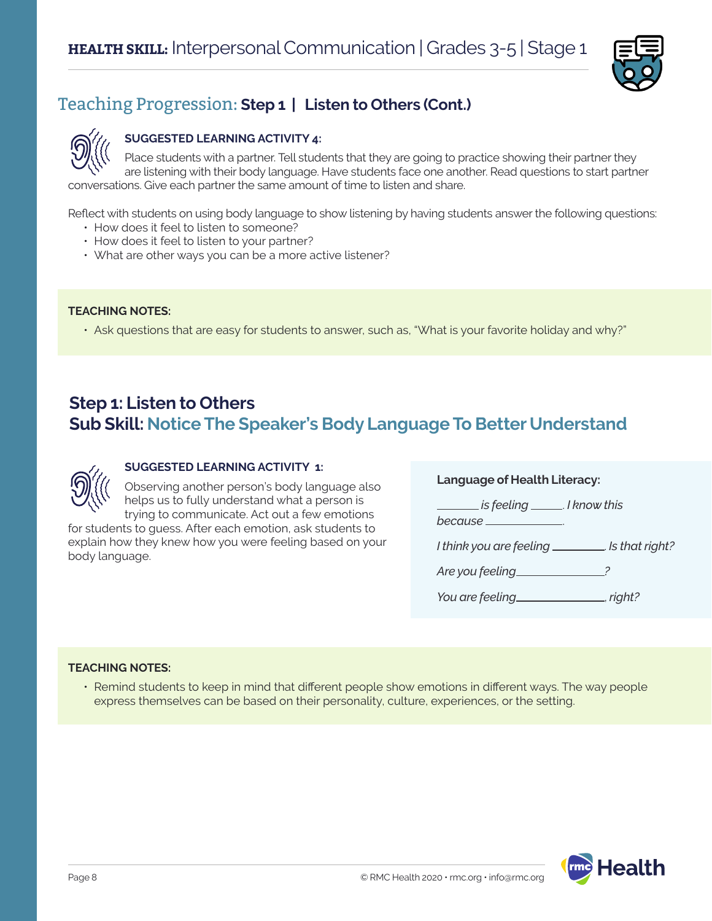## Teaching Progression: **Step 1 | Listen to Others (Cont.)**

**SUGGESTED LEARNING ACTIVITY 4:**

Place students with a partner. Tell students that they are going to practice showing their partner they are listening with their body language. Have students face one another. Read questions to start partner conversations. Give each partner the same amount of time to listen and share.

Reflect with students on using body language to show listening by having students answer the following questions:

- How does it feel to listen to someone?
- How does it feel to listen to your partner?
- What are other ways you can be a more active listener?

**TEACHING NOTES:**

- Ask questions that are easy for students to answer, such as, "What is your favorite holiday and why?"

## Step 1: Listen to Others
## Sub Skill: Notice The Speaker's Body Language To Better Understand

**SUGGESTED LEARNING ACTIVITY 1:**

Observing another person's body language also helps us to fully understand what a person is trying to communicate. Act out a few emotions for students to guess. After each emotion, ask students to explain how they knew how you were feeling based on your body language.

**Language of Health Literacy:**

*_______ is feeling _____. I know this because _____________.*

*I think you are feeling ________. Is that right?*

*Are you feeling______________?*

*You are feeling______________, right?*

**TEACHING NOTES:**

- Remind students to keep in mind that different people show emotions in different ways. The way people express themselves can be based on their personality, culture, experiences, or the setting.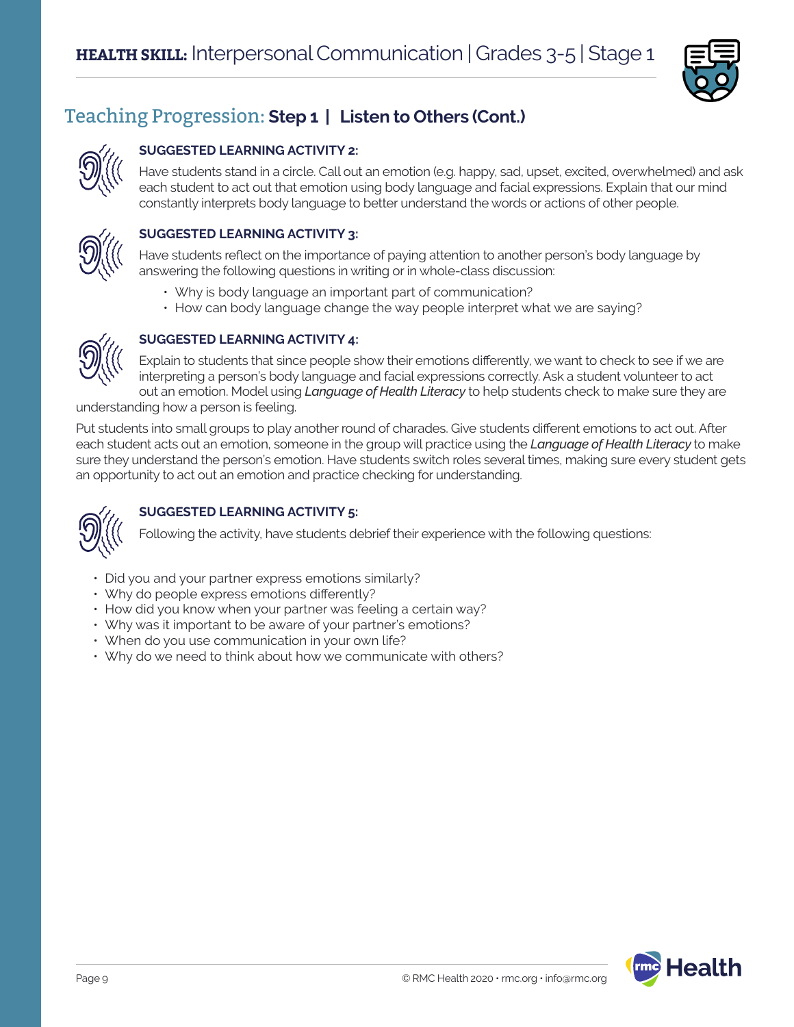## Teaching Progression: Step 1 | Listen to Others (Cont.)

**SUGGESTED LEARNING ACTIVITY 2:**

Have students stand in a circle. Call out an emotion (e.g. happy, sad, upset, excited, overwhelmed) and ask each student to act out that emotion using body language and facial expressions. Explain that our mind constantly interprets body language to better understand the words or actions of other people.

**SUGGESTED LEARNING ACTIVITY 3:**

Have students reflect on the importance of paying attention to another person's body language by answering the following questions in writing or in whole-class discussion:

- Why is body language an important part of communication?
- How can body language change the way people interpret what we are saying?

**SUGGESTED LEARNING ACTIVITY 4:**

Explain to students that since people show their emotions differently, we want to check to see if we are interpreting a person's body language and facial expressions correctly. Ask a student volunteer to act out an emotion. Model using *Language of Health Literacy* to help students check to make sure they are understanding how a person is feeling.

Put students into small groups to play another round of charades. Give students different emotions to act out. After each student acts out an emotion, someone in the group will practice using the *Language of Health Literacy* to make sure they understand the person's emotion. Have students switch roles several times, making sure every student gets an opportunity to act out an emotion and practice checking for understanding.

**SUGGESTED LEARNING ACTIVITY 5:**

Following the activity, have students debrief their experience with the following questions:

- Did you and your partner express emotions similarly?
- Why do people express emotions differently?
- How did you know when your partner was feeling a certain way?
- Why was it important to be aware of your partner's emotions?
- When do you use communication in your own life?
- Why do we need to think about how we communicate with others?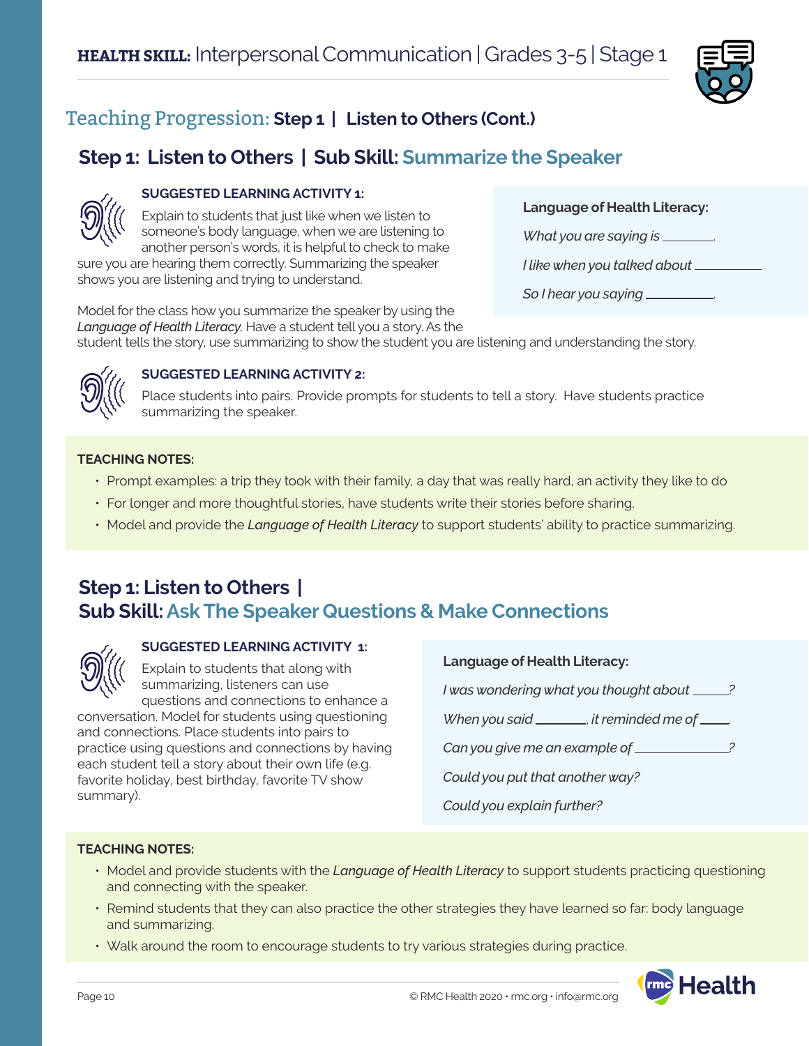**HEALTH SKILL:** Interpersonal Communication | Grades 3-5 | Stage 1

## Teaching Progression: **Step 1 | Listen to Others (Cont.)**

### Step 1: Listen to Others | Sub Skill: Summarize the Speaker

**SUGGESTED LEARNING ACTIVITY 1:**

Explain to students that just like when we listen to someone's body language, when we are listening to another person's words, it is helpful to check to make sure you are hearing them correctly. Summarizing the speaker shows you are listening and trying to understand.

Model for the class how you summarize the speaker by using the *Language of Health Literacy.* Have a student tell you a story. As the student tells the story, use summarizing to show the student you are listening and understanding the story.

**Language of Health Literacy:**

*What you are saying is* ________.

*I like when you talked about* ________.

*So I hear you saying* ________.

**SUGGESTED LEARNING ACTIVITY 2:**

Place students into pairs. Provide prompts for students to tell a story. Have students practice summarizing the speaker.

**TEACHING NOTES:**

- Prompt examples: a trip they took with their family, a day that was really hard, an activity they like to do
- For longer and more thoughtful stories, have students write their stories before sharing.
- Model and provide the *Language of Health Literacy* to support students' ability to practice summarizing.

### Step 1: Listen to Others | Sub Skill: Ask The Speaker Questions & Make Connections

**SUGGESTED LEARNING ACTIVITY 1:**

Explain to students that along with summarizing, listeners can use questions and connections to enhance a conversation. Model for students using questioning and connections. Place students into pairs to practice using questions and connections by having each student tell a story about their own life (e.g. favorite holiday, best birthday, favorite TV show summary).

**Language of Health Literacy:**

*I was wondering what you thought about* ________*?*

*When you said* ________, *it reminded me of* ________.

*Can you give me an example of* ________*?*

*Could you put that another way?*

*Could you explain further?*

**TEACHING NOTES:**

- Model and provide students with the *Language of Health Literacy* to support students practicing questioning and connecting with the speaker.
- Remind students that they can also practice the other strategies they have learned so far: body language and summarizing.
- Walk around the room to encourage students to try various strategies during practice.